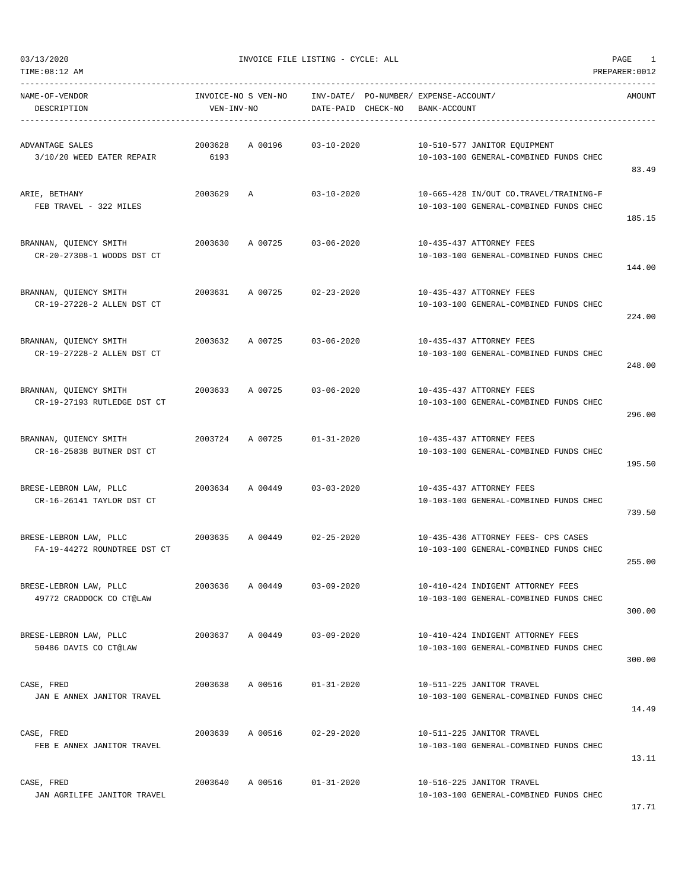03/13/2020 INVOICE FILE LISTING - CYCLE: ALL

TIME:08:12 AM PREPARER:0012

| NAME-OF-VENDOR / DESCRIPTION | INVOICE-NO / VEN-INV-NO | S | VEN-NO | INV-DATE/ DATE-PAID | PO-NUMBER/ CHECK-NO | EXPENSE-ACCOUNT/ BANK-ACCOUNT | AMOUNT |
|---|---|---|---|---|---|---|---|
| ADVANTAGE SALES<br>3/10/20 WEED EATER REPAIR | 2003628<br>6193 | A | 00196 | 03-10-2020 | | 10-510-577 JANITOR EQUIPMENT<br>10-103-100 GENERAL-COMBINED FUNDS CHEC | 83.49 |
| ARIE, BETHANY<br>FEB TRAVEL - 322 MILES | 2003629 | A | | 03-10-2020 | | 10-665-428 IN/OUT CO.TRAVEL/TRAINING-F<br>10-103-100 GENERAL-COMBINED FUNDS CHEC | 185.15 |
| BRANNAN, QUIENCY SMITH<br>CR-20-27308-1 WOODS DST CT | 2003630 | A | 00725 | 03-06-2020 | | 10-435-437 ATTORNEY FEES<br>10-103-100 GENERAL-COMBINED FUNDS CHEC | 144.00 |
| BRANNAN, QUIENCY SMITH<br>CR-19-27228-2 ALLEN DST CT | 2003631 | A | 00725 | 02-23-2020 | | 10-435-437 ATTORNEY FEES<br>10-103-100 GENERAL-COMBINED FUNDS CHEC | 224.00 |
| BRANNAN, QUIENCY SMITH<br>CR-19-27228-2 ALLEN DST CT | 2003632 | A | 00725 | 03-06-2020 | | 10-435-437 ATTORNEY FEES<br>10-103-100 GENERAL-COMBINED FUNDS CHEC | 248.00 |
| BRANNAN, QUIENCY SMITH<br>CR-19-27193 RUTLEDGE DST CT | 2003633 | A | 00725 | 03-06-2020 | | 10-435-437 ATTORNEY FEES<br>10-103-100 GENERAL-COMBINED FUNDS CHEC | 296.00 |
| BRANNAN, QUIENCY SMITH<br>CR-16-25838 BUTNER DST CT | 2003724 | A | 00725 | 01-31-2020 | | 10-435-437 ATTORNEY FEES<br>10-103-100 GENERAL-COMBINED FUNDS CHEC | 195.50 |
| BRESE-LEBRON LAW, PLLC<br>CR-16-26141 TAYLOR DST CT | 2003634 | A | 00449 | 03-03-2020 | | 10-435-437 ATTORNEY FEES<br>10-103-100 GENERAL-COMBINED FUNDS CHEC | 739.50 |
| BRESE-LEBRON LAW, PLLC<br>FA-19-44272 ROUNDTREE DST CT | 2003635 | A | 00449 | 02-25-2020 | | 10-435-436 ATTORNEY FEES- CPS CASES<br>10-103-100 GENERAL-COMBINED FUNDS CHEC | 255.00 |
| BRESE-LEBRON LAW, PLLC<br>49772 CRADDOCK CO CT@LAW | 2003636 | A | 00449 | 03-09-2020 | | 10-410-424 INDIGENT ATTORNEY FEES<br>10-103-100 GENERAL-COMBINED FUNDS CHEC | 300.00 |
| BRESE-LEBRON LAW, PLLC<br>50486 DAVIS CO CT@LAW | 2003637 | A | 00449 | 03-09-2020 | | 10-410-424 INDIGENT ATTORNEY FEES<br>10-103-100 GENERAL-COMBINED FUNDS CHEC | 300.00 |
| CASE, FRED<br>JAN E ANNEX JANITOR TRAVEL | 2003638 | A | 00516 | 01-31-2020 | | 10-511-225 JANITOR TRAVEL<br>10-103-100 GENERAL-COMBINED FUNDS CHEC | 14.49 |
| CASE, FRED<br>FEB E ANNEX JANITOR TRAVEL | 2003639 | A | 00516 | 02-29-2020 | | 10-511-225 JANITOR TRAVEL<br>10-103-100 GENERAL-COMBINED FUNDS CHEC | 13.11 |
| CASE, FRED<br>JAN AGRILIFE JANITOR TRAVEL | 2003640 | A | 00516 | 01-31-2020 | | 10-516-225 JANITOR TRAVEL<br>10-103-100 GENERAL-COMBINED FUNDS CHEC | 17.71 |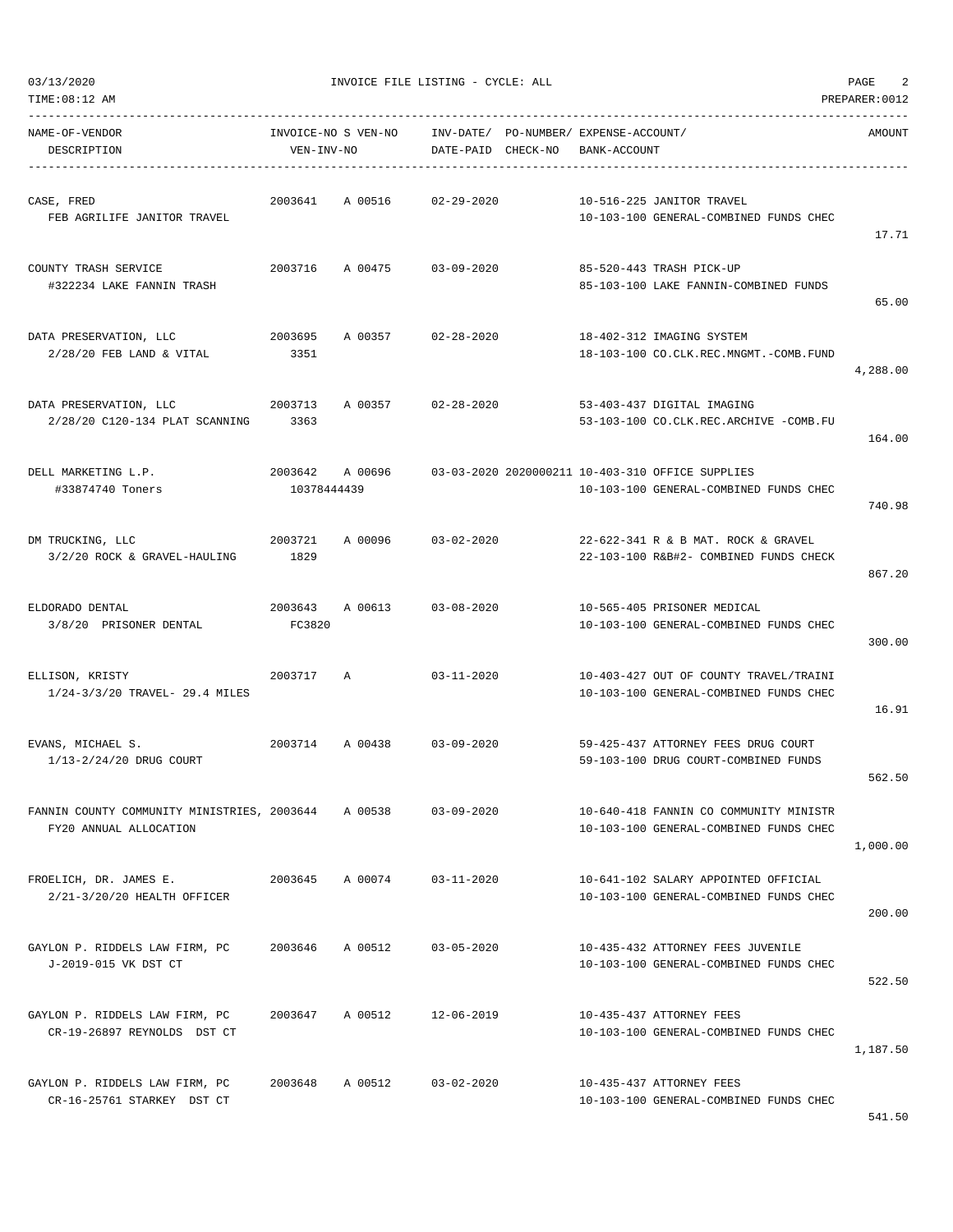03/13/2020 INVOICE FILE LISTING - CYCLE: ALL

TIME:08:12 AM PREPARER:0012

| NAME-OF-VENDOR / DESCRIPTION | INVOICE-NO / VEN-INV-NO | S | VEN-NO | INV-DATE/ DATE-PAID | PO-NUMBER/ CHECK-NO | EXPENSE-ACCOUNT/ BANK-ACCOUNT | AMOUNT |
|---|---|---|---|---|---|---|---|
| CASE, FRED<br>FEB AGRILIFE JANITOR TRAVEL | 2003641 | A | 00516 | 02-29-2020 | | 10-516-225 JANITOR TRAVEL<br>10-103-100 GENERAL-COMBINED FUNDS CHEC | 17.71 |
| COUNTY TRASH SERVICE<br>#322234 LAKE FANNIN TRASH | 2003716 | A | 00475 | 03-09-2020 | | 85-520-443 TRASH PICK-UP<br>85-103-100 LAKE FANNIN-COMBINED FUNDS | 65.00 |
| DATA PRESERVATION, LLC<br>2/28/20 FEB LAND & VITAL | 2003695<br>3351 | A | 00357 | 02-28-2020 | | 18-402-312 IMAGING SYSTEM<br>18-103-100 CO.CLK.REC.MNGMT.-COMB.FUND | 4,288.00 |
| DATA PRESERVATION, LLC<br>2/28/20 C120-134 PLAT SCANNING | 2003713<br>3363 | A | 00357 | 02-28-2020 | | 53-403-437 DIGITAL IMAGING<br>53-103-100 CO.CLK.REC.ARCHIVE -COMB.FU | 164.00 |
| DELL MARKETING L.P.<br>#33874740 Toners | 2003642<br>10378444439 | A | 00696 | 03-03-2020 | 2020000211 | 10-403-310 OFFICE SUPPLIES<br>10-103-100 GENERAL-COMBINED FUNDS CHEC | 740.98 |
| DM TRUCKING, LLC<br>3/2/20 ROCK & GRAVEL-HAULING | 2003721<br>1829 | A | 00096 | 03-02-2020 | | 22-622-341 R & B MAT. ROCK & GRAVEL<br>22-103-100 R&B#2- COMBINED FUNDS CHECK | 867.20 |
| ELDORADO DENTAL<br>3/8/20 PRISONER DENTAL | 2003643<br>FC3820 | A | 00613 | 03-08-2020 | | 10-565-405 PRISONER MEDICAL<br>10-103-100 GENERAL-COMBINED FUNDS CHEC | 300.00 |
| ELLISON, KRISTY<br>1/24-3/3/20 TRAVEL- 29.4 MILES | 2003717 | A | | 03-11-2020 | | 10-403-427 OUT OF COUNTY TRAVEL/TRAINI<br>10-103-100 GENERAL-COMBINED FUNDS CHEC | 16.91 |
| EVANS, MICHAEL S.<br>1/13-2/24/20 DRUG COURT | 2003714 | A | 00438 | 03-09-2020 | | 59-425-437 ATTORNEY FEES DRUG COURT<br>59-103-100 DRUG COURT-COMBINED FUNDS | 562.50 |
| FANNIN COUNTY COMMUNITY MINISTRIES,<br>FY20 ANNUAL ALLOCATION | 2003644 | A | 00538 | 03-09-2020 | | 10-640-418 FANNIN CO COMMUNITY MINISTR<br>10-103-100 GENERAL-COMBINED FUNDS CHEC | 1,000.00 |
| FROELICH, DR. JAMES E.<br>2/21-3/20/20 HEALTH OFFICER | 2003645 | A | 00074 | 03-11-2020 | | 10-641-102 SALARY APPOINTED OFFICIAL<br>10-103-100 GENERAL-COMBINED FUNDS CHEC | 200.00 |
| GAYLON P. RIDDELS LAW FIRM, PC<br>J-2019-015 VK DST CT | 2003646 | A | 00512 | 03-05-2020 | | 10-435-432 ATTORNEY FEES JUVENILE<br>10-103-100 GENERAL-COMBINED FUNDS CHEC | 522.50 |
| GAYLON P. RIDDELS LAW FIRM, PC<br>CR-19-26897 REYNOLDS DST CT | 2003647 | A | 00512 | 12-06-2019 | | 10-435-437 ATTORNEY FEES<br>10-103-100 GENERAL-COMBINED FUNDS CHEC | 1,187.50 |
| GAYLON P. RIDDELS LAW FIRM, PC<br>CR-16-25761 STARKEY DST CT | 2003648 | A | 00512 | 03-02-2020 | | 10-435-437 ATTORNEY FEES<br>10-103-100 GENERAL-COMBINED FUNDS CHEC | 541.50 |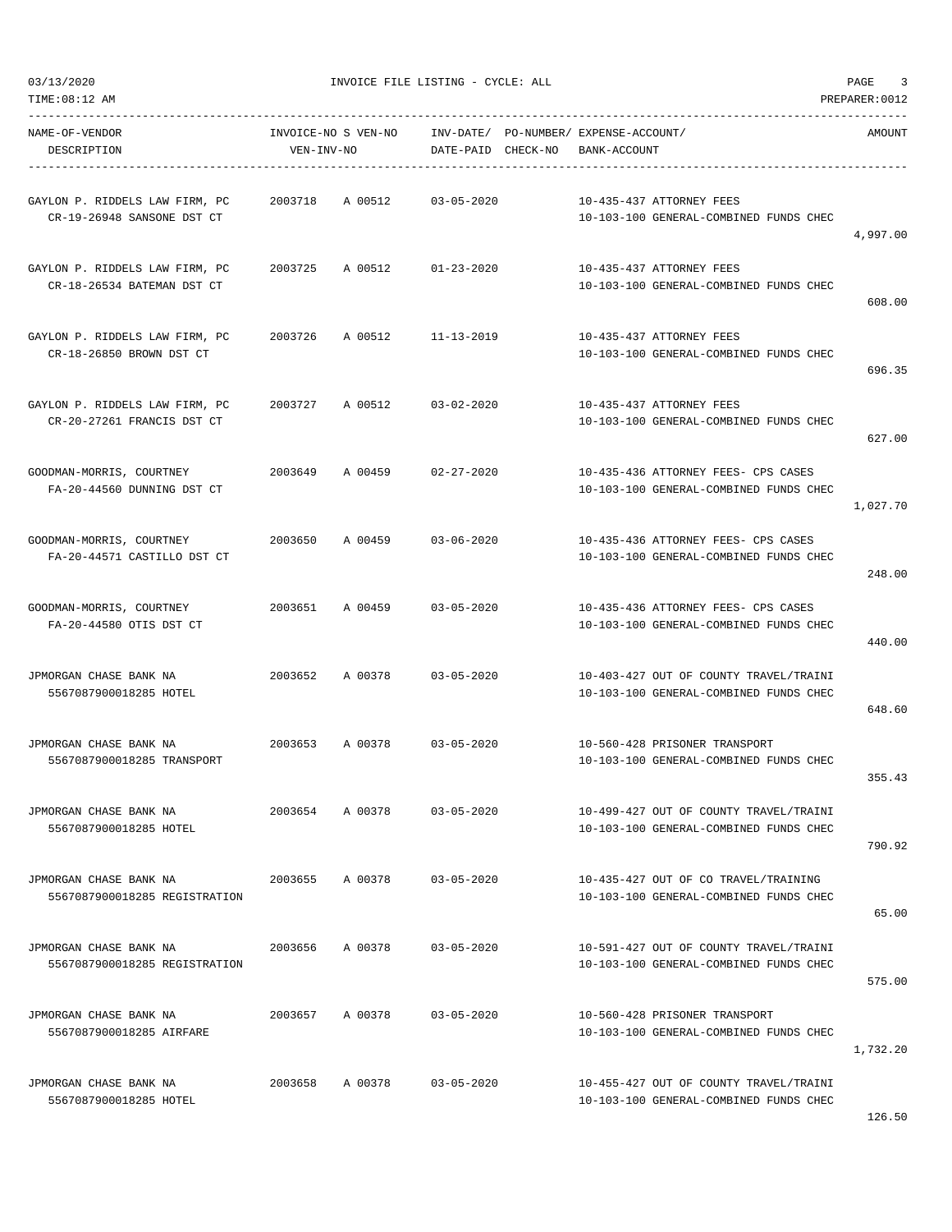03/13/2020 INVOICE FILE LISTING - CYCLE: ALL

TIME:08:12 AM PREPARER:0012

| NAME-OF-VENDOR / DESCRIPTION | INVOICE-NO | S VEN-NO / VEN-INV-NO | INV-DATE/ DATE-PAID | PO-NUMBER/ CHECK-NO | EXPENSE-ACCOUNT/ BANK-ACCOUNT | AMOUNT |
|---|---|---|---|---|---|---|
| GAYLON P. RIDDELS LAW FIRM, PC<br>CR-19-26948 SANSONE DST CT | 2003718 | A 00512 | 03-05-2020 | | 10-435-437 ATTORNEY FEES<br>10-103-100 GENERAL-COMBINED FUNDS CHEC | 4,997.00 |
| GAYLON P. RIDDELS LAW FIRM, PC<br>CR-18-26534 BATEMAN DST CT | 2003725 | A 00512 | 01-23-2020 | | 10-435-437 ATTORNEY FEES<br>10-103-100 GENERAL-COMBINED FUNDS CHEC | 608.00 |
| GAYLON P. RIDDELS LAW FIRM, PC<br>CR-18-26850 BROWN DST CT | 2003726 | A 00512 | 11-13-2019 | | 10-435-437 ATTORNEY FEES<br>10-103-100 GENERAL-COMBINED FUNDS CHEC | 696.35 |
| GAYLON P. RIDDELS LAW FIRM, PC<br>CR-20-27261 FRANCIS DST CT | 2003727 | A 00512 | 03-02-2020 | | 10-435-437 ATTORNEY FEES<br>10-103-100 GENERAL-COMBINED FUNDS CHEC | 627.00 |
| GOODMAN-MORRIS, COURTNEY<br>FA-20-44560 DUNNING DST CT | 2003649 | A 00459 | 02-27-2020 | | 10-435-436 ATTORNEY FEES- CPS CASES<br>10-103-100 GENERAL-COMBINED FUNDS CHEC | 1,027.70 |
| GOODMAN-MORRIS, COURTNEY<br>FA-20-44571 CASTILLO DST CT | 2003650 | A 00459 | 03-06-2020 | | 10-435-436 ATTORNEY FEES- CPS CASES<br>10-103-100 GENERAL-COMBINED FUNDS CHEC | 248.00 |
| GOODMAN-MORRIS, COURTNEY<br>FA-20-44580 OTIS DST CT | 2003651 | A 00459 | 03-05-2020 | | 10-435-436 ATTORNEY FEES- CPS CASES<br>10-103-100 GENERAL-COMBINED FUNDS CHEC | 440.00 |
| JPMORGAN CHASE BANK NA<br>5567087900018285 HOTEL | 2003652 | A 00378 | 03-05-2020 | | 10-403-427 OUT OF COUNTY TRAVEL/TRAINI<br>10-103-100 GENERAL-COMBINED FUNDS CHEC | 648.60 |
| JPMORGAN CHASE BANK NA<br>5567087900018285 TRANSPORT | 2003653 | A 00378 | 03-05-2020 | | 10-560-428 PRISONER TRANSPORT<br>10-103-100 GENERAL-COMBINED FUNDS CHEC | 355.43 |
| JPMORGAN CHASE BANK NA<br>5567087900018285 HOTEL | 2003654 | A 00378 | 03-05-2020 | | 10-499-427 OUT OF COUNTY TRAVEL/TRAINI<br>10-103-100 GENERAL-COMBINED FUNDS CHEC | 790.92 |
| JPMORGAN CHASE BANK NA<br>5567087900018285 REGISTRATION | 2003655 | A 00378 | 03-05-2020 | | 10-435-427 OUT OF CO TRAVEL/TRAINING<br>10-103-100 GENERAL-COMBINED FUNDS CHEC | 65.00 |
| JPMORGAN CHASE BANK NA<br>5567087900018285 REGISTRATION | 2003656 | A 00378 | 03-05-2020 | | 10-591-427 OUT OF COUNTY TRAVEL/TRAINI<br>10-103-100 GENERAL-COMBINED FUNDS CHEC | 575.00 |
| JPMORGAN CHASE BANK NA<br>5567087900018285 AIRFARE | 2003657 | A 00378 | 03-05-2020 | | 10-560-428 PRISONER TRANSPORT<br>10-103-100 GENERAL-COMBINED FUNDS CHEC | 1,732.20 |
| JPMORGAN CHASE BANK NA<br>5567087900018285 HOTEL | 2003658 | A 00378 | 03-05-2020 | | 10-455-427 OUT OF COUNTY TRAVEL/TRAINI<br>10-103-100 GENERAL-COMBINED FUNDS CHEC | 126.50 |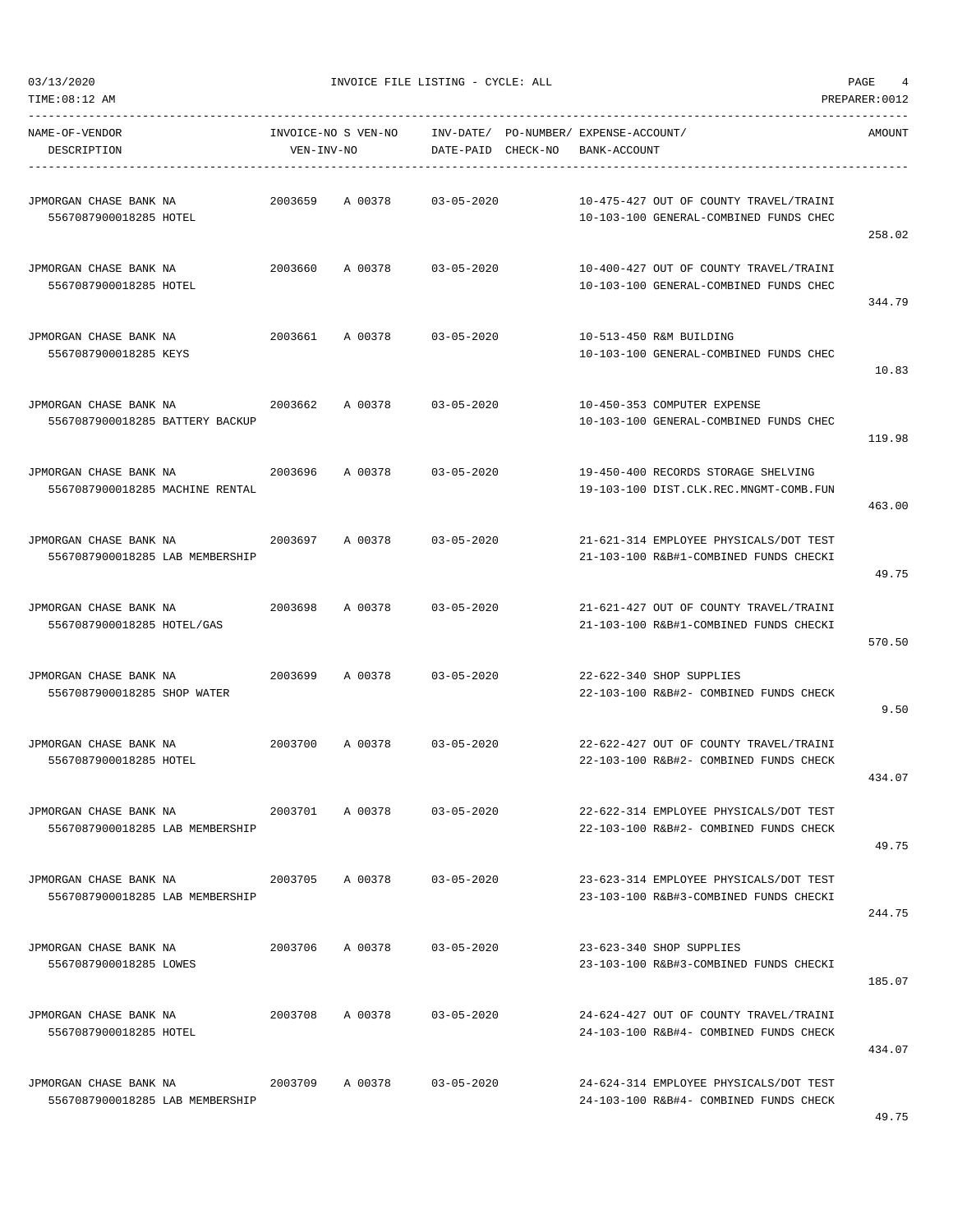03/13/2020 INVOICE FILE LISTING - CYCLE: ALL

TIME:08:12 AM PREPARER:0012

| NAME-OF-VENDOR / DESCRIPTION | INVOICE-NO | S VEN-NO / VEN-INV-NO | INV-DATE/ DATE-PAID | PO-NUMBER/ CHECK-NO | EXPENSE-ACCOUNT/ BANK-ACCOUNT | AMOUNT |
|---|---|---|---|---|---|---|
| JPMORGAN CHASE BANK NA<br>5567087900018285 HOTEL | 2003659 | A 00378 | 03-05-2020 | | 10-475-427 OUT OF COUNTY TRAVEL/TRAINI<br>10-103-100 GENERAL-COMBINED FUNDS CHEC | 258.02 |
| JPMORGAN CHASE BANK NA<br>5567087900018285 HOTEL | 2003660 | A 00378 | 03-05-2020 | | 10-400-427 OUT OF COUNTY TRAVEL/TRAINI<br>10-103-100 GENERAL-COMBINED FUNDS CHEC | 344.79 |
| JPMORGAN CHASE BANK NA<br>5567087900018285 KEYS | 2003661 | A 00378 | 03-05-2020 | | 10-513-450 R&M BUILDING<br>10-103-100 GENERAL-COMBINED FUNDS CHEC | 10.83 |
| JPMORGAN CHASE BANK NA<br>5567087900018285 BATTERY BACKUP | 2003662 | A 00378 | 03-05-2020 | | 10-450-353 COMPUTER EXPENSE<br>10-103-100 GENERAL-COMBINED FUNDS CHEC | 119.98 |
| JPMORGAN CHASE BANK NA<br>5567087900018285 MACHINE RENTAL | 2003696 | A 00378 | 03-05-2020 | | 19-450-400 RECORDS STORAGE SHELVING<br>19-103-100 DIST.CLK.REC.MNGMT-COMB.FUN | 463.00 |
| JPMORGAN CHASE BANK NA<br>5567087900018285 LAB MEMBERSHIP | 2003697 | A 00378 | 03-05-2020 | | 21-621-314 EMPLOYEE PHYSICALS/DOT TEST<br>21-103-100 R&B#1-COMBINED FUNDS CHECKI | 49.75 |
| JPMORGAN CHASE BANK NA<br>5567087900018285 HOTEL/GAS | 2003698 | A 00378 | 03-05-2020 | | 21-621-427 OUT OF COUNTY TRAVEL/TRAINI<br>21-103-100 R&B#1-COMBINED FUNDS CHECKI | 570.50 |
| JPMORGAN CHASE BANK NA<br>5567087900018285 SHOP WATER | 2003699 | A 00378 | 03-05-2020 | | 22-622-340 SHOP SUPPLIES<br>22-103-100 R&B#2- COMBINED FUNDS CHECK | 9.50 |
| JPMORGAN CHASE BANK NA<br>5567087900018285 HOTEL | 2003700 | A 00378 | 03-05-2020 | | 22-622-427 OUT OF COUNTY TRAVEL/TRAINI<br>22-103-100 R&B#2- COMBINED FUNDS CHECK | 434.07 |
| JPMORGAN CHASE BANK NA<br>5567087900018285 LAB MEMBERSHIP | 2003701 | A 00378 | 03-05-2020 | | 22-622-314 EMPLOYEE PHYSICALS/DOT TEST<br>22-103-100 R&B#2- COMBINED FUNDS CHECK | 49.75 |
| JPMORGAN CHASE BANK NA<br>5567087900018285 LAB MEMBERSHIP | 2003705 | A 00378 | 03-05-2020 | | 23-623-314 EMPLOYEE PHYSICALS/DOT TEST<br>23-103-100 R&B#3-COMBINED FUNDS CHECKI | 244.75 |
| JPMORGAN CHASE BANK NA<br>5567087900018285 LOWES | 2003706 | A 00378 | 03-05-2020 | | 23-623-340 SHOP SUPPLIES<br>23-103-100 R&B#3-COMBINED FUNDS CHECKI | 185.07 |
| JPMORGAN CHASE BANK NA<br>5567087900018285 HOTEL | 2003708 | A 00378 | 03-05-2020 | | 24-624-427 OUT OF COUNTY TRAVEL/TRAINI<br>24-103-100 R&B#4- COMBINED FUNDS CHECK | 434.07 |
| JPMORGAN CHASE BANK NA<br>5567087900018285 LAB MEMBERSHIP | 2003709 | A 00378 | 03-05-2020 | | 24-624-314 EMPLOYEE PHYSICALS/DOT TEST<br>24-103-100 R&B#4- COMBINED FUNDS CHECK | 49.75 |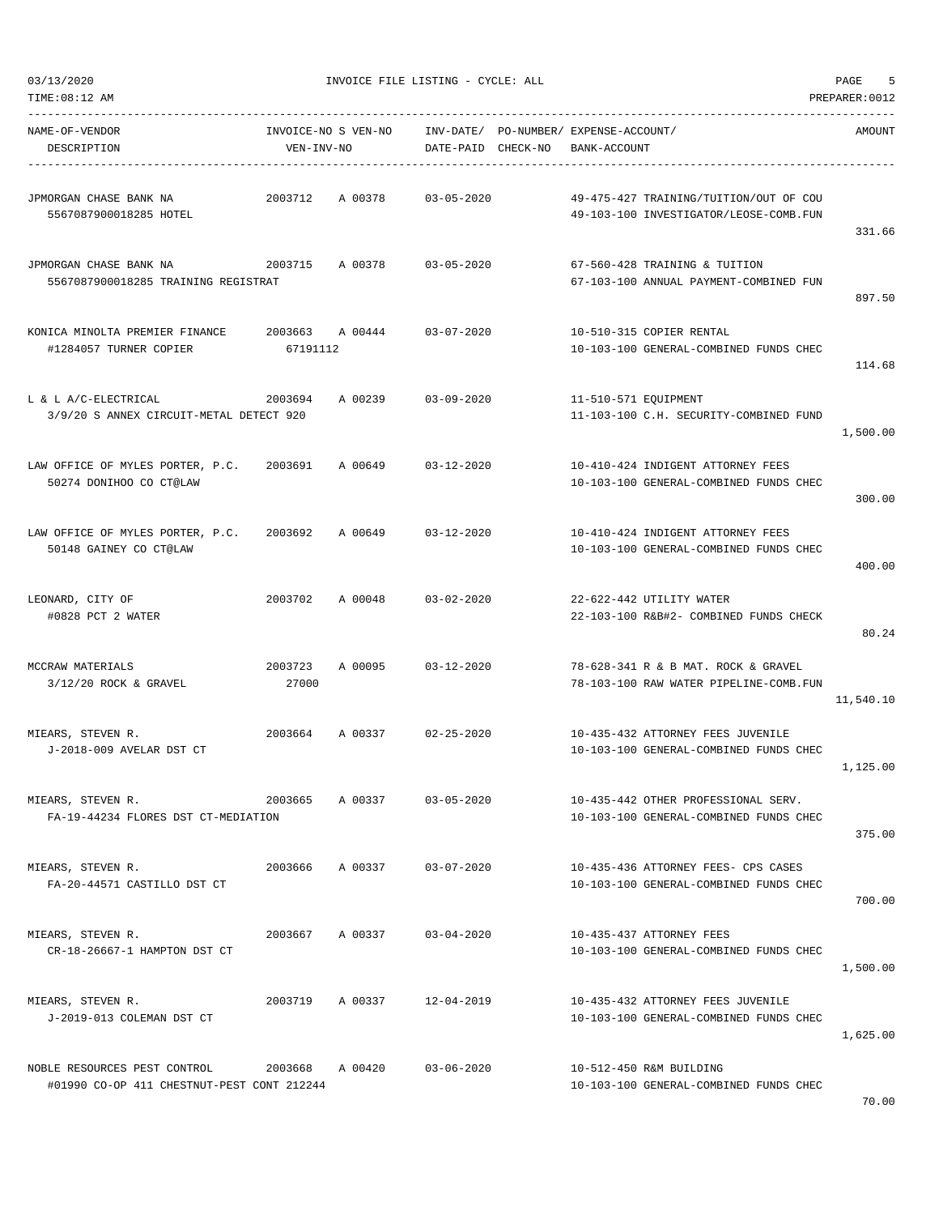03/13/2020 INVOICE FILE LISTING - CYCLE: ALL

TIME:08:12 AM PREPARER:0012

| NAME-OF-VENDOR / DESCRIPTION | INVOICE-NO / VEN-INV-NO | S VEN-NO | INV-DATE/ DATE-PAID | PO-NUMBER/ CHECK-NO | EXPENSE-ACCOUNT/ BANK-ACCOUNT | AMOUNT |
|---|---|---|---|---|---|---|
| JPMORGAN CHASE BANK NA<br>5567087900018285 HOTEL | 2003712 | A 00378 | 03-05-2020 | | 49-475-427 TRAINING/TUITION/OUT OF COU<br>49-103-100 INVESTIGATOR/LEOSE-COMB.FUN | 331.66 |
| JPMORGAN CHASE BANK NA<br>5567087900018285 TRAINING REGISTRAT | 2003715 | A 00378 | 03-05-2020 | | 67-560-428 TRAINING & TUITION<br>67-103-100 ANNUAL PAYMENT-COMBINED FUN | 897.50 |
| KONICA MINOLTA PREMIER FINANCE<br>#1284057 TURNER COPIER | 2003663<br>67191112 | A 00444 | 03-07-2020 | | 10-510-315 COPIER RENTAL<br>10-103-100 GENERAL-COMBINED FUNDS CHEC | 114.68 |
| L & L A/C-ELECTRICAL<br>3/9/20 S ANNEX CIRCUIT-METAL DETECT 920 | 2003694 | A 00239 | 03-09-2020 | | 11-510-571 EQUIPMENT<br>11-103-100 C.H. SECURITY-COMBINED FUND | 1,500.00 |
| LAW OFFICE OF MYLES PORTER, P.C.<br>50274 DONIHOO CO CT@LAW | 2003691 | A 00649 | 03-12-2020 | | 10-410-424 INDIGENT ATTORNEY FEES<br>10-103-100 GENERAL-COMBINED FUNDS CHEC | 300.00 |
| LAW OFFICE OF MYLES PORTER, P.C.<br>50148 GAINEY CO CT@LAW | 2003692 | A 00649 | 03-12-2020 | | 10-410-424 INDIGENT ATTORNEY FEES<br>10-103-100 GENERAL-COMBINED FUNDS CHEC | 400.00 |
| LEONARD, CITY OF<br>#0828 PCT 2 WATER | 2003702 | A 00048 | 03-02-2020 | | 22-622-442 UTILITY WATER<br>22-103-100 R&B#2- COMBINED FUNDS CHECK | 80.24 |
| MCCRAW MATERIALS<br>3/12/20 ROCK & GRAVEL | 2003723<br>27000 | A 00095 | 03-12-2020 | | 78-628-341 R & B MAT. ROCK & GRAVEL<br>78-103-100 RAW WATER PIPELINE-COMB.FUN | 11,540.10 |
| MIEARS, STEVEN R.<br>J-2018-009 AVELAR DST CT | 2003664 | A 00337 | 02-25-2020 | | 10-435-432 ATTORNEY FEES JUVENILE<br>10-103-100 GENERAL-COMBINED FUNDS CHEC | 1,125.00 |
| MIEARS, STEVEN R.<br>FA-19-44234 FLORES DST CT-MEDIATION | 2003665 | A 00337 | 03-05-2020 | | 10-435-442 OTHER PROFESSIONAL SERV.<br>10-103-100 GENERAL-COMBINED FUNDS CHEC | 375.00 |
| MIEARS, STEVEN R.<br>FA-20-44571 CASTILLO DST CT | 2003666 | A 00337 | 03-07-2020 | | 10-435-436 ATTORNEY FEES- CPS CASES<br>10-103-100 GENERAL-COMBINED FUNDS CHEC | 700.00 |
| MIEARS, STEVEN R.<br>CR-18-26667-1 HAMPTON DST CT | 2003667 | A 00337 | 03-04-2020 | | 10-435-437 ATTORNEY FEES<br>10-103-100 GENERAL-COMBINED FUNDS CHEC | 1,500.00 |
| MIEARS, STEVEN R.<br>J-2019-013 COLEMAN DST CT | 2003719 | A 00337 | 12-04-2019 | | 10-435-432 ATTORNEY FEES JUVENILE<br>10-103-100 GENERAL-COMBINED FUNDS CHEC | 1,625.00 |
| NOBLE RESOURCES PEST CONTROL<br>#01990 CO-OP 411 CHESTNUT-PEST CONT 212244 | 2003668 | A 00420 | 03-06-2020 | | 10-512-450 R&M BUILDING<br>10-103-100 GENERAL-COMBINED FUNDS CHEC | 70.00 |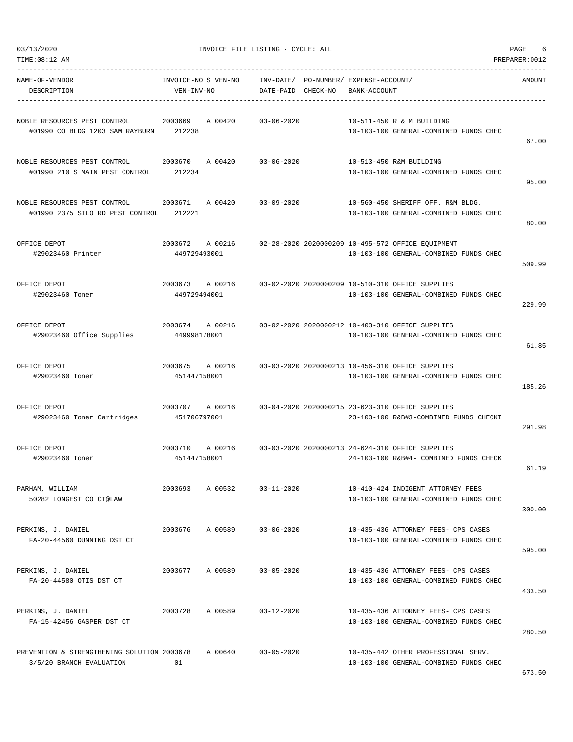03/13/2020 INVOICE FILE LISTING - CYCLE: ALL

TIME:08:12 AM PREPARER:0012

| NAME-OF-VENDOR / DESCRIPTION | INVOICE-NO S VEN-NO / VEN-INV-NO | INV-DATE/ DATE-PAID | PO-NUMBER/ CHECK-NO | EXPENSE-ACCOUNT/ BANK-ACCOUNT | AMOUNT |
|---|---|---|---|---|---|
| NOBLE RESOURCES PEST CONTROL<br>#01990 CO BLDG 1203 SAM RAYBURN | 2003669 A 00420<br>212238 | 03-06-2020 | | 10-511-450 R & M BUILDING<br>10-103-100 GENERAL-COMBINED FUNDS CHEC | 67.00 |
| NOBLE RESOURCES PEST CONTROL<br>#01990 210 S MAIN PEST CONTROL | 2003670 A 00420<br>212234 | 03-06-2020 | | 10-513-450 R&M BUILDING<br>10-103-100 GENERAL-COMBINED FUNDS CHEC | 95.00 |
| NOBLE RESOURCES PEST CONTROL<br>#01990 2375 SILO RD PEST CONTROL | 2003671 A 00420<br>212221 | 03-09-2020 | | 10-560-450 SHERIFF OFF. R&M BLDG.<br>10-103-100 GENERAL-COMBINED FUNDS CHEC | 80.00 |
| OFFICE DEPOT<br>#29023460 Printer | 2003672 A 00216<br>449729493001 | 02-28-2020 | 2020000209 | 10-495-572 OFFICE EQUIPMENT<br>10-103-100 GENERAL-COMBINED FUNDS CHEC | 509.99 |
| OFFICE DEPOT<br>#29023460 Toner | 2003673 A 00216<br>449729494001 | 03-02-2020 | 2020000209 | 10-510-310 OFFICE SUPPLIES<br>10-103-100 GENERAL-COMBINED FUNDS CHEC | 229.99 |
| OFFICE DEPOT<br>#29023460 Office Supplies | 2003674 A 00216<br>449998178001 | 03-02-2020 | 2020000212 | 10-403-310 OFFICE SUPPLIES<br>10-103-100 GENERAL-COMBINED FUNDS CHEC | 61.85 |
| OFFICE DEPOT<br>#29023460 Toner | 2003675 A 00216<br>451447158001 | 03-03-2020 | 2020000213 | 10-456-310 OFFICE SUPPLIES<br>10-103-100 GENERAL-COMBINED FUNDS CHEC | 185.26 |
| OFFICE DEPOT<br>#29023460 Toner Cartridges | 2003707 A 00216<br>451706797001 | 03-04-2020 | 2020000215 | 23-623-310 OFFICE SUPPLIES<br>23-103-100 R&B#3-COMBINED FUNDS CHECKI | 291.98 |
| OFFICE DEPOT<br>#29023460 Toner | 2003710 A 00216<br>451447158001 | 03-03-2020 | 2020000213 | 24-624-310 OFFICE SUPPLIES<br>24-103-100 R&B#4- COMBINED FUNDS CHECK | 61.19 |
| PARHAM, WILLIAM<br>50282 LONGEST CO CT@LAW | 2003693 A 00532 | 03-11-2020 | | 10-410-424 INDIGENT ATTORNEY FEES<br>10-103-100 GENERAL-COMBINED FUNDS CHEC | 300.00 |
| PERKINS, J. DANIEL<br>FA-20-44560 DUNNING DST CT | 2003676 A 00589 | 03-06-2020 | | 10-435-436 ATTORNEY FEES- CPS CASES<br>10-103-100 GENERAL-COMBINED FUNDS CHEC | 595.00 |
| PERKINS, J. DANIEL<br>FA-20-44580 OTIS DST CT | 2003677 A 00589 | 03-05-2020 | | 10-435-436 ATTORNEY FEES- CPS CASES<br>10-103-100 GENERAL-COMBINED FUNDS CHEC | 433.50 |
| PERKINS, J. DANIEL<br>FA-15-42456 GASPER DST CT | 2003728 A 00589 | 03-12-2020 | | 10-435-436 ATTORNEY FEES- CPS CASES<br>10-103-100 GENERAL-COMBINED FUNDS CHEC | 280.50 |
| PREVENTION & STRENGTHENING SOLUTION<br>3/5/20 BRANCH EVALUATION | 2003678 A 00640<br>01 | 03-05-2020 | | 10-435-442 OTHER PROFESSIONAL SERV.<br>10-103-100 GENERAL-COMBINED FUNDS CHEC | 673.50 |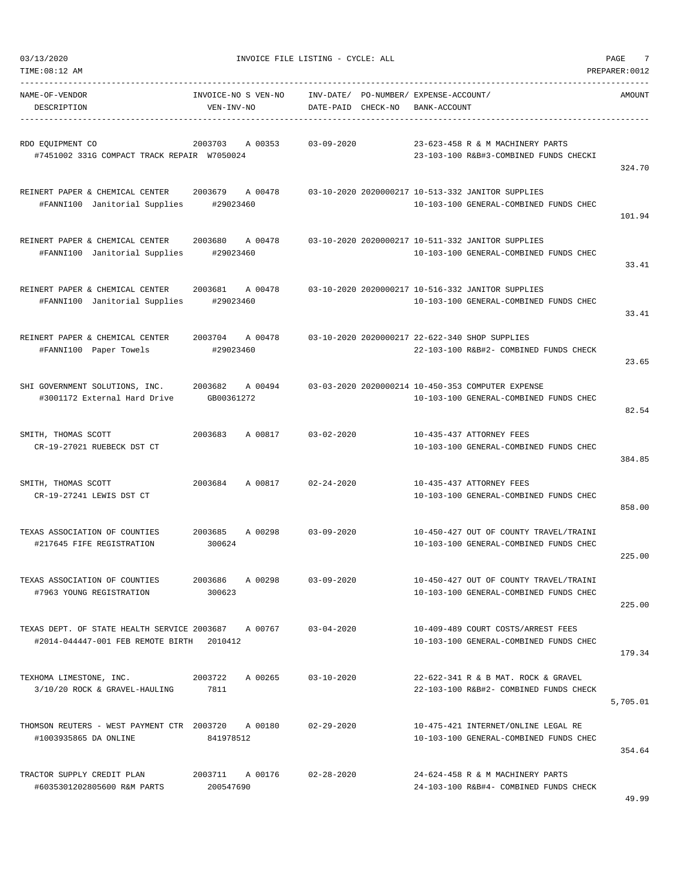03/13/2020 INVOICE FILE LISTING - CYCLE: ALL

TIME:08:12 AM PREPARER:0012

| NAME-OF-VENDOR / DESCRIPTION | INVOICE-NO S VEN-NO / VEN-INV-NO | INV-DATE/ DATE-PAID | PO-NUMBER/ CHECK-NO | EXPENSE-ACCOUNT/ BANK-ACCOUNT | AMOUNT |
|---|---|---|---|---|---|
| RDO EQUIPMENT CO<br>#7451002 331G COMPACT TRACK REPAIR | 2003703 A 00353<br>W7050024 | 03-09-2020 | | 23-623-458 R & M MACHINERY PARTS<br>23-103-100 R&B#3-COMBINED FUNDS CHECKI | 324.70 |
| REINERT PAPER & CHEMICAL CENTER<br>#FANNI100 Janitorial Supplies | 2003679 A 00478<br>#29023460 | 03-10-2020 | 2020000217 | 10-513-332 JANITOR SUPPLIES<br>10-103-100 GENERAL-COMBINED FUNDS CHEC | 101.94 |
| REINERT PAPER & CHEMICAL CENTER<br>#FANNI100 Janitorial Supplies | 2003680 A 00478<br>#29023460 | 03-10-2020 | 2020000217 | 10-511-332 JANITOR SUPPLIES<br>10-103-100 GENERAL-COMBINED FUNDS CHEC | 33.41 |
| REINERT PAPER & CHEMICAL CENTER<br>#FANNI100 Janitorial Supplies | 2003681 A 00478<br>#29023460 | 03-10-2020 | 2020000217 | 10-516-332 JANITOR SUPPLIES<br>10-103-100 GENERAL-COMBINED FUNDS CHEC | 33.41 |
| REINERT PAPER & CHEMICAL CENTER<br>#FANNI100 Paper Towels | 2003704 A 00478<br>#29023460 | 03-10-2020 | 2020000217 | 22-622-340 SHOP SUPPLIES<br>22-103-100 R&B#2- COMBINED FUNDS CHECK | 23.65 |
| SHI GOVERNMENT SOLUTIONS, INC.<br>#3001172 External Hard Drive | 2003682 A 00494<br>GB00361272 | 03-03-2020 | 2020000214 | 10-450-353 COMPUTER EXPENSE<br>10-103-100 GENERAL-COMBINED FUNDS CHEC | 82.54 |
| SMITH, THOMAS SCOTT<br>CR-19-27021 RUEBECK DST CT | 2003683 A 00817 | 03-02-2020 | | 10-435-437 ATTORNEY FEES<br>10-103-100 GENERAL-COMBINED FUNDS CHEC | 384.85 |
| SMITH, THOMAS SCOTT<br>CR-19-27241 LEWIS DST CT | 2003684 A 00817 | 02-24-2020 | | 10-435-437 ATTORNEY FEES<br>10-103-100 GENERAL-COMBINED FUNDS CHEC | 858.00 |
| TEXAS ASSOCIATION OF COUNTIES<br>#217645 FIFE REGISTRATION | 2003685 A 00298<br>300624 | 03-09-2020 | | 10-450-427 OUT OF COUNTY TRAVEL/TRAINI<br>10-103-100 GENERAL-COMBINED FUNDS CHEC | 225.00 |
| TEXAS ASSOCIATION OF COUNTIES<br>#7963 YOUNG REGISTRATION | 2003686 A 00298<br>300623 | 03-09-2020 | | 10-450-427 OUT OF COUNTY TRAVEL/TRAINI<br>10-103-100 GENERAL-COMBINED FUNDS CHEC | 225.00 |
| TEXAS DEPT. OF STATE HEALTH SERVICE<br>#2014-044447-001 FEB REMOTE BIRTH | 2003687 A 00767<br>2010412 | 03-04-2020 | | 10-409-489 COURT COSTS/ARREST FEES<br>10-103-100 GENERAL-COMBINED FUNDS CHEC | 179.34 |
| TEXHOMA LIMESTONE, INC.<br>3/10/20 ROCK & GRAVEL-HAULING | 2003722 A 00265<br>7811 | 03-10-2020 | | 22-622-341 R & B MAT. ROCK & GRAVEL<br>22-103-100 R&B#2- COMBINED FUNDS CHECK | 5,705.01 |
| THOMSON REUTERS - WEST PAYMENT CTR<br>#1003935865 DA ONLINE | 2003720 A 00180<br>841978512 | 02-29-2020 | | 10-475-421 INTERNET/ONLINE LEGAL RE<br>10-103-100 GENERAL-COMBINED FUNDS CHEC | 354.64 |
| TRACTOR SUPPLY CREDIT PLAN<br>#6035301202805600 R&M PARTS | 2003711 A 00176<br>200547690 | 02-28-2020 | | 24-624-458 R & M MACHINERY PARTS<br>24-103-100 R&B#4- COMBINED FUNDS CHECK | 49.99 |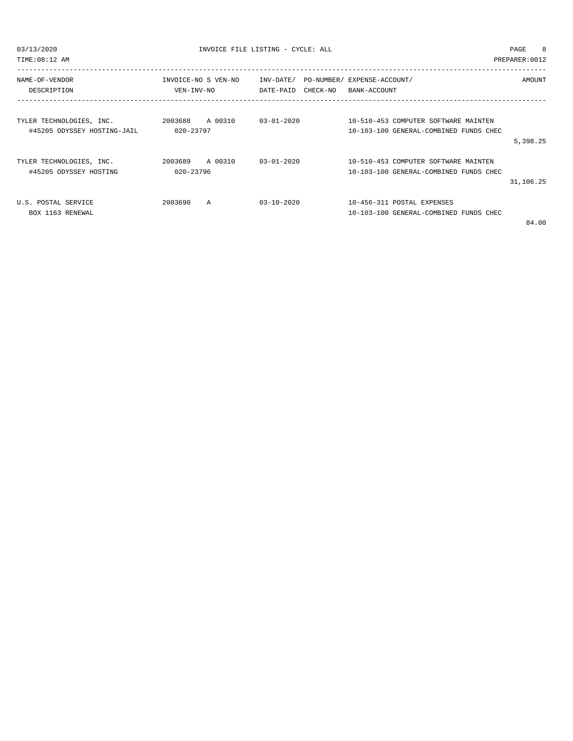INVOICE FILE LISTING - CYCLE: ALL

| NAME-OF-VENDOR / DESCRIPTION | INVOICE-NO / VEN-INV-NO | S | VEN-NO | INV-DATE/ DATE-PAID | PO-NUMBER/ CHECK-NO | EXPENSE-ACCOUNT/ BANK-ACCOUNT | AMOUNT |
|---|---|---|---|---|---|---|---|
| TYLER TECHNOLOGIES, INC.<br>#45205 ODYSSEY HOSTING-JAIL | 2003688<br>020-23797 | A | 00310 | 03-01-2020 | | 10-510-453 COMPUTER SOFTWARE MAINTEN<br>10-103-100 GENERAL-COMBINED FUNDS CHEC | 5,398.25 |
| TYLER TECHNOLOGIES, INC.<br>#45205 ODYSSEY HOSTING | 2003689<br>020-23796 | A | 00310 | 03-01-2020 | | 10-510-453 COMPUTER SOFTWARE MAINTEN<br>10-103-100 GENERAL-COMBINED FUNDS CHEC | 31,106.25 |
| U.S. POSTAL SERVICE<br>BOX 1163 RENEWAL | 2003690 | A | | 03-10-2020 | | 10-456-311 POSTAL EXPENSES<br>10-103-100 GENERAL-COMBINED FUNDS CHEC | 84.00 |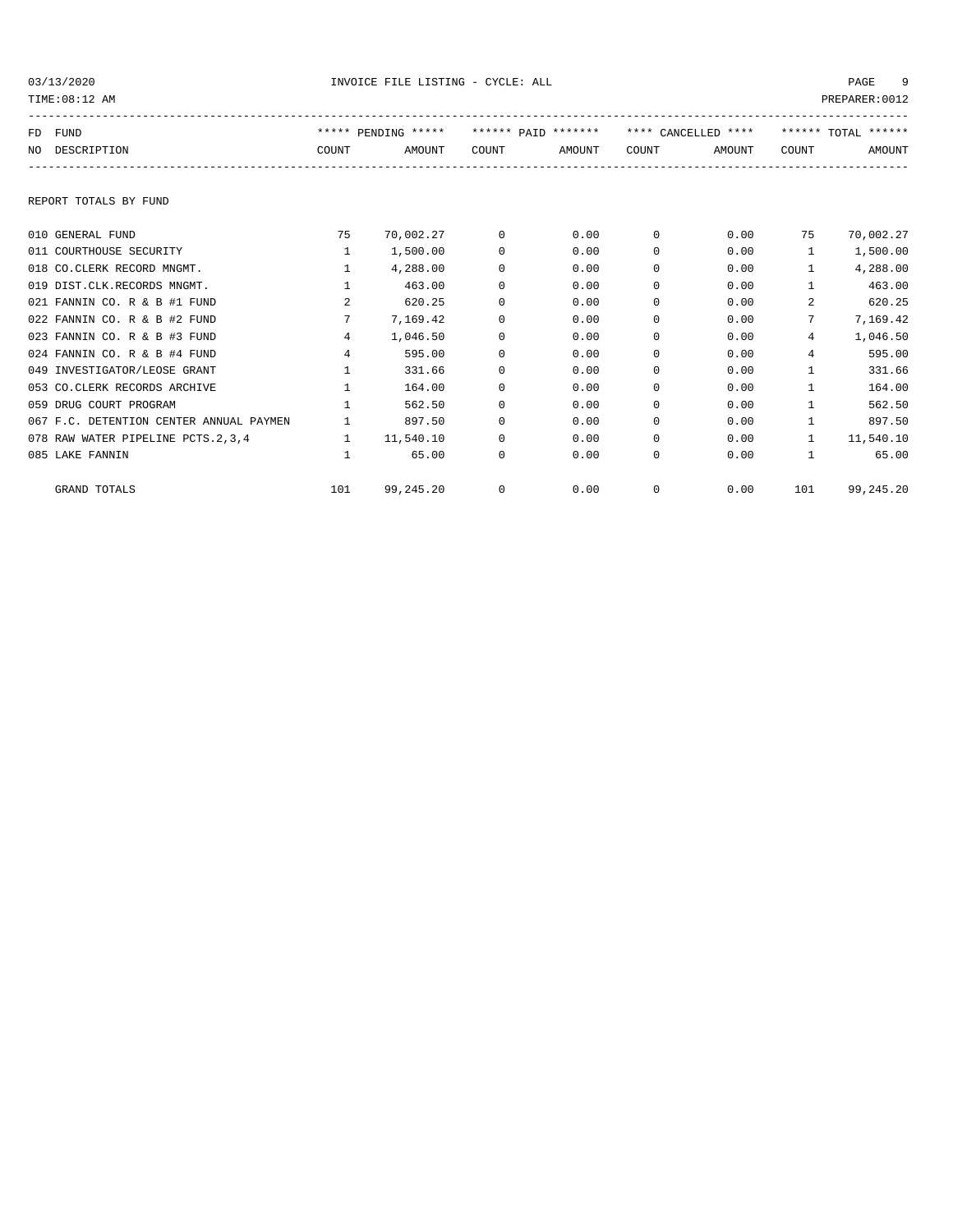03/13/2020 INVOICE FILE LISTING - CYCLE: ALL

TIME:08:12 AM PREPARER:0012

| FD NO | FUND DESCRIPTION | ***** PENDING ***** COUNT | AMOUNT | ****** PAID ******* COUNT | AMOUNT | **** CANCELLED **** COUNT | AMOUNT | ****** TOTAL ****** COUNT | AMOUNT |
|---|---|---|---|---|---|---|---|---|---|

REPORT TOTALS BY FUND

| FD NO | FUND DESCRIPTION | PENDING COUNT | PENDING AMOUNT | PAID COUNT | PAID AMOUNT | CANCELLED COUNT | CANCELLED AMOUNT | TOTAL COUNT | TOTAL AMOUNT |
|---|---|---|---|---|---|---|---|---|---|
| 010 | GENERAL FUND | 75 | 70,002.27 | 0 | 0.00 | 0 | 0.00 | 75 | 70,002.27 |
| 011 | COURTHOUSE SECURITY | 1 | 1,500.00 | 0 | 0.00 | 0 | 0.00 | 1 | 1,500.00 |
| 018 | CO.CLERK RECORD MNGMT. | 1 | 4,288.00 | 0 | 0.00 | 0 | 0.00 | 1 | 4,288.00 |
| 019 | DIST.CLK.RECORDS MNGMT. | 1 | 463.00 | 0 | 0.00 | 0 | 0.00 | 1 | 463.00 |
| 021 | FANNIN CO. R & B #1 FUND | 2 | 620.25 | 0 | 0.00 | 0 | 0.00 | 2 | 620.25 |
| 022 | FANNIN CO. R & B #2 FUND | 7 | 7,169.42 | 0 | 0.00 | 0 | 0.00 | 7 | 7,169.42 |
| 023 | FANNIN CO. R & B #3 FUND | 4 | 1,046.50 | 0 | 0.00 | 0 | 0.00 | 4 | 1,046.50 |
| 024 | FANNIN CO. R & B #4 FUND | 4 | 595.00 | 0 | 0.00 | 0 | 0.00 | 4 | 595.00 |
| 049 | INVESTIGATOR/LEOSE GRANT | 1 | 331.66 | 0 | 0.00 | 0 | 0.00 | 1 | 331.66 |
| 053 | CO.CLERK RECORDS ARCHIVE | 1 | 164.00 | 0 | 0.00 | 0 | 0.00 | 1 | 164.00 |
| 059 | DRUG COURT PROGRAM | 1 | 562.50 | 0 | 0.00 | 0 | 0.00 | 1 | 562.50 |
| 067 | F.C. DETENTION CENTER ANNUAL PAYMEN | 1 | 897.50 | 0 | 0.00 | 0 | 0.00 | 1 | 897.50 |
| 078 | RAW WATER PIPELINE PCTS.2,3,4 | 1 | 11,540.10 | 0 | 0.00 | 0 | 0.00 | 1 | 11,540.10 |
| 085 | LAKE FANNIN | 1 | 65.00 | 0 | 0.00 | 0 | 0.00 | 1 | 65.00 |
| | GRAND TOTALS | 101 | 99,245.20 | 0 | 0.00 | 0 | 0.00 | 101 | 99,245.20 |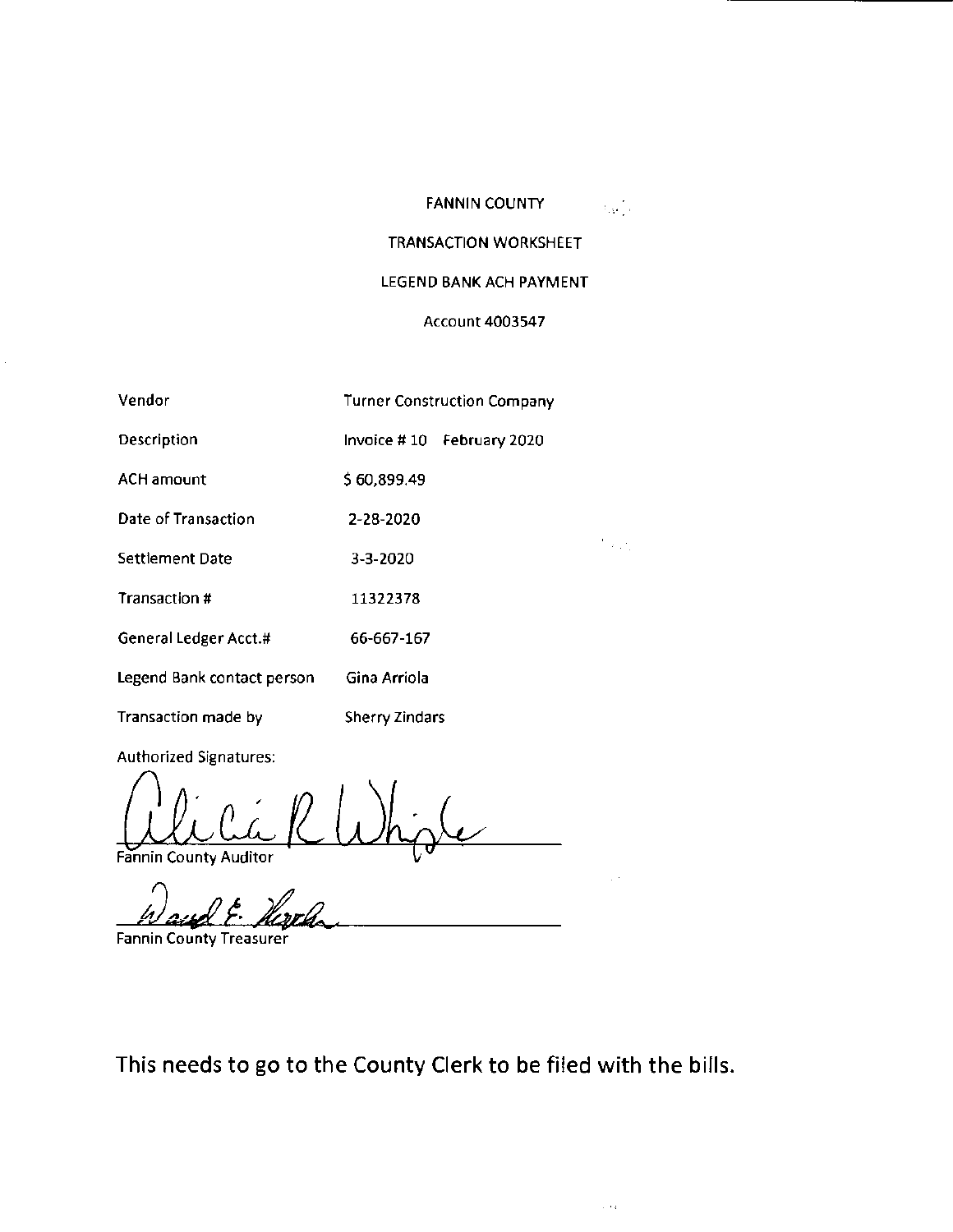FANNIN COUNTY

TRANSACTION WORKSHEET

LEGEND BANK ACH PAYMENT

Account 4003547

| | |
|---|---|
| Vendor | Turner Construction Company |
| Description | Invoice # 10 February 2020 |
| ACH amount | $ 60,899.49 |
| Date of Transaction | 2-28-2020 |
| Settlement Date | 3-3-2020 |
| Transaction # | 11322378 |
| General Ledger Acct.# | 66-667-167 |
| Legend Bank contact person | Gina Arriola |
| Transaction made by | Sherry Zindars |

Authorized Signatures:

Alicia R Whigle
Fannin County Auditor

David E. Hecht
Fannin County Treasurer

This needs to go to the County Clerk to be filed with the bills.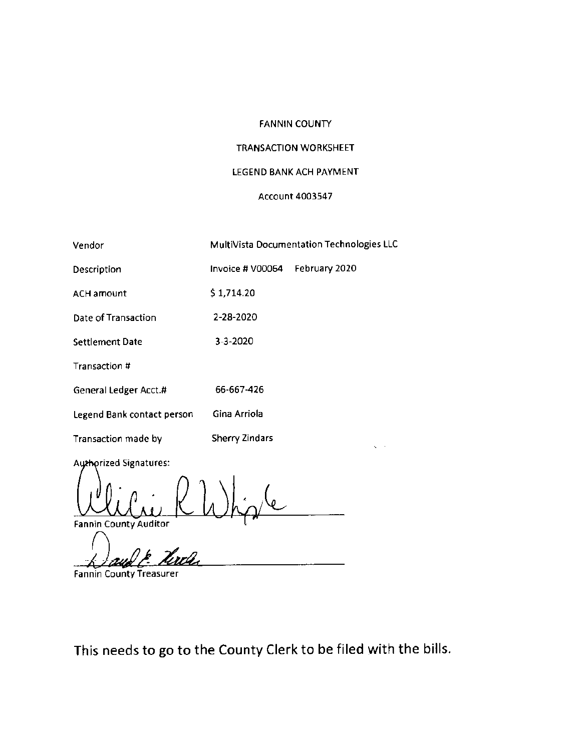FANNIN COUNTY

TRANSACTION WORKSHEET

LEGEND BANK ACH PAYMENT

Account 4003547

| | |
|---|---|
| Vendor | MultiVista Documentation Technologies LLC |
| Description | Invoice # V00064 February 2020 |
| ACH amount | $ 1,714.20 |
| Date of Transaction | 2-28-2020 |
| Settlement Date | 3-3-2020 |
| Transaction # | |
| General Ledger Acct.# | 66-667-426 |
| Legend Bank contact person | Gina Arriola |
| Transaction made by | Sherry Zindars |

Authorized Signatures:

Fannin County Auditor

Fannin County Treasurer

This needs to go to the County Clerk to be filed with the bills.